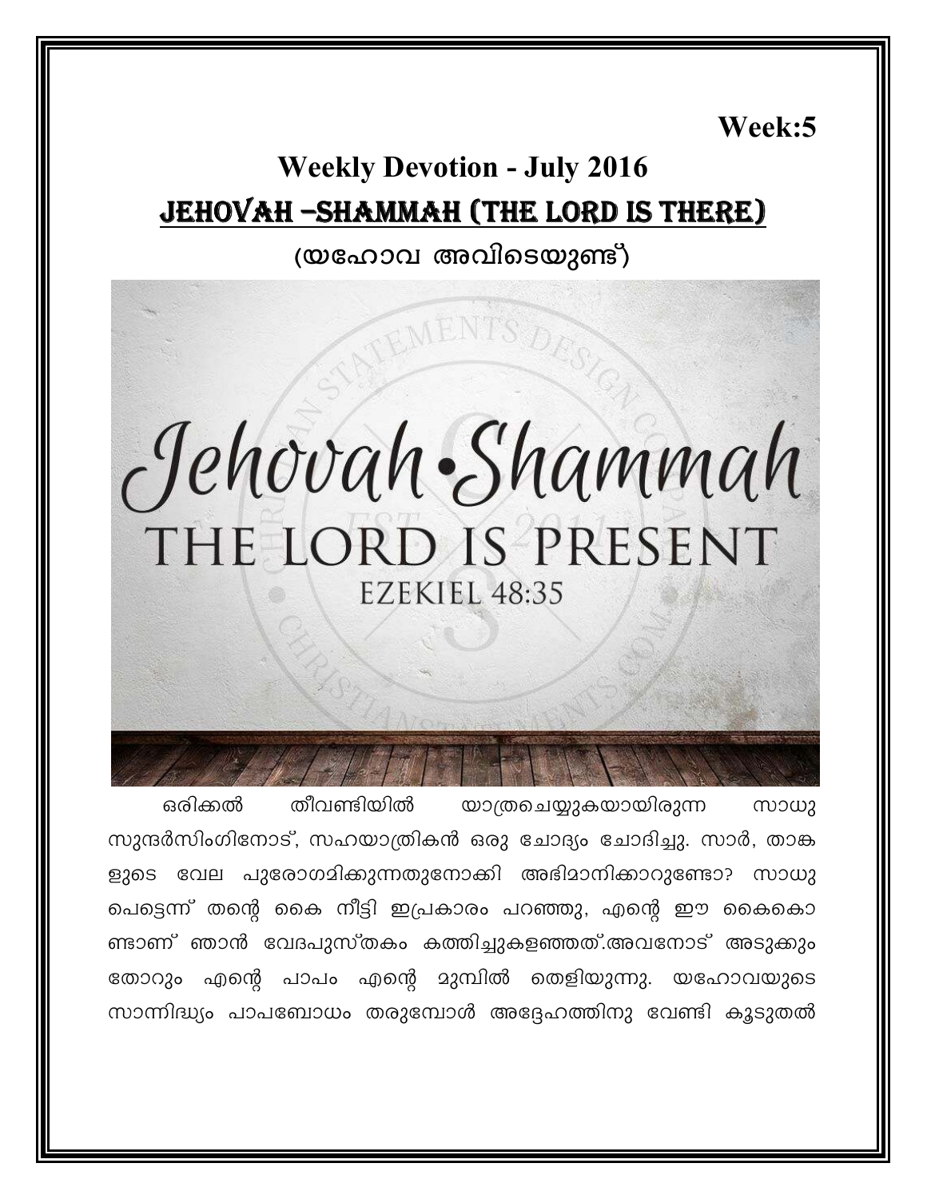**Week:5**

# Weekly Devotion - July 2016

## JEHOVAH –SHAMMAH (THE LORD IS THERE)

**(യഹോവ അവിടെയുണ്ട്)**

ഒരിക്കൽ തീവണ്ടിയിൽ യാത്രചെയ്യുകയായിരുന്ന സാധു സുന്ദർസിംഗിനോട്, സഹയാത്രികൻ ഒരു ചോദ്യം ചോദിച്ചു. സാർ, താങ്കളുടെ വേല പുരോഗമിക്കുന്നതുനോക്കി അഭിമാനിക്കാറുണ്ടോ? സാധു പെട്ടെന്ന് തന്റെ കൈ നീട്ടി ഇപ്രകാരം പറഞ്ഞു, എന്റെ ഈ കൈകൊണ്ടാണ് ഞാൻ വേദപുസ്തകം കത്തിച്ചുകളഞ്ഞത്.അവനോട് അടുക്കും തോറും എന്റെ പാപം എന്റെ മുമ്പിൽ തെളിയുന്നു. യഹോവയുടെ സാന്നിദ്ധ്യം പാപബോധം തരുമ്പോൾ അദ്ദേഹത്തിനു വേണ്ടി കൂടുതൽ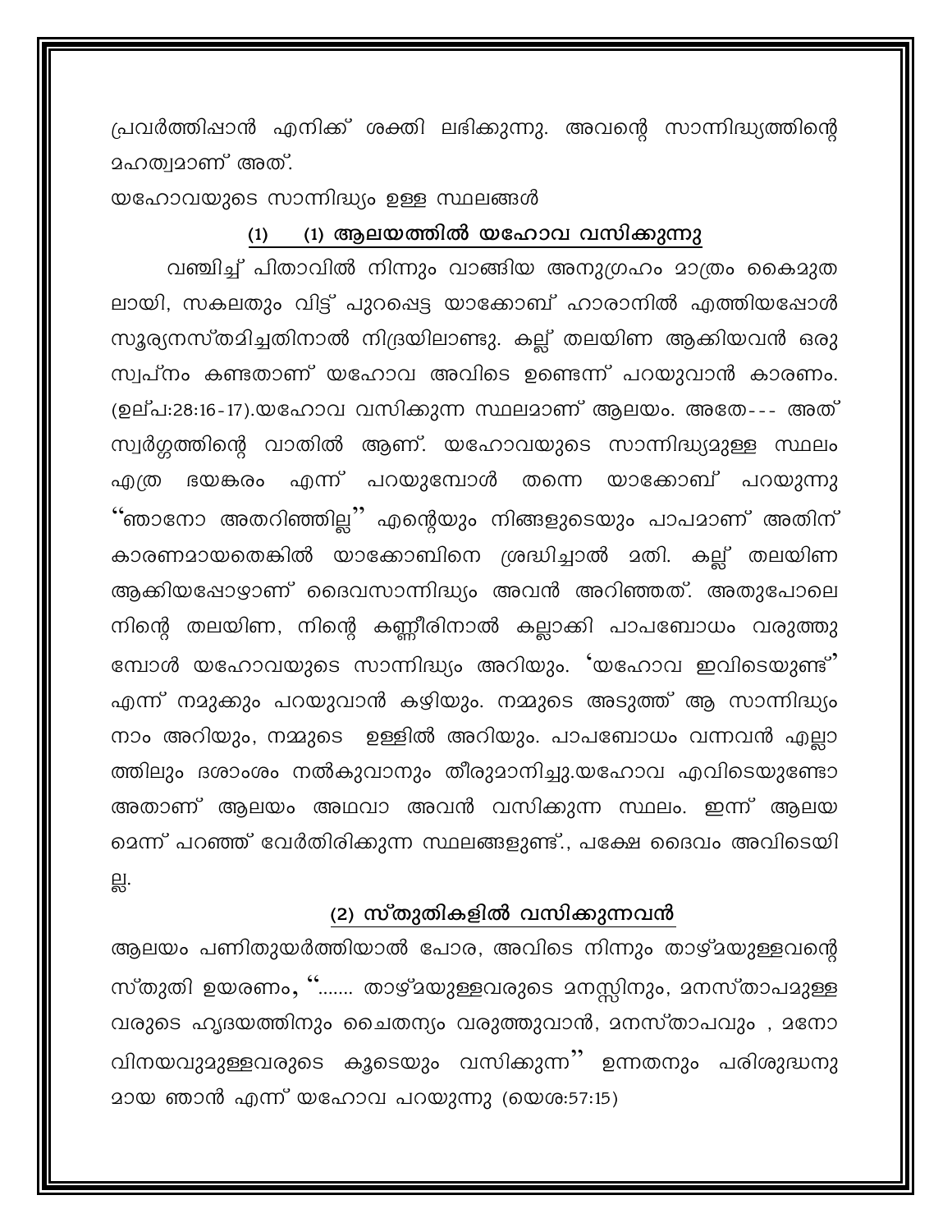പ്രവർത്തിപ്പാൻ എനിക്ക് ശക്തി ലഭിക്കുന്നു. അവന്റെ സാന്നിദ്ധ്യത്തിന്റെ മഹത്വമാണ് അത്.

യഹോവയുടെ സാന്നിദ്ധ്യം ഉള്ള സ്ഥലങ്ങൾ

## (1) (1) ആലയത്തിൽ യഹോവ വസിക്കുന്നു

വഞ്ചിച്ച് പിതാവിൽ നിന്നും വാങ്ങിയ അനുഗ്രഹം മാത്രം കൈമുതലായി, സകലതും വിട്ട് പുറപ്പെട്ട യാക്കോബ് ഹാരാനിൽ എത്തിയപ്പോൾ സൂര്യനസ്തമിച്ചതിനാൽ നിദ്രയിലാണ്ടു. കല്ല് തലയിണ ആക്കിയവൻ ഒരു സ്വപ്നം കണ്ടതാണ് യഹോവ അവിടെ ഉണ്ടെന്ന് പറയുവാൻ കാരണം. (ഉല്പ:28:16-17).യഹോവ വസിക്കുന്ന സ്ഥലമാണ് ആലയം. അതേ--- അത് സ്വർഗ്ഗത്തിന്റെ വാതിൽ ആണ്. യഹോവയുടെ സാന്നിദ്ധ്യമുള്ള സ്ഥലം എത്ര ഭയങ്കരം എന്ന് പറയുമ്പോൾ തന്നെ യാക്കോബ് പറയുന്നു "ഞാനോ അതറിഞ്ഞില്ല" എന്റെയും നിങ്ങളുടെയും പാപമാണ് അതിന് കാരണമായതെങ്കിൽ യാക്കോബിനെ ശ്രദ്ധിച്ചാൽ മതി. കല്ല് തലയിണ ആക്കിയപ്പോഴാണ് ദൈവസാന്നിദ്ധ്യം അവൻ അറിഞ്ഞത്. അതുപോലെ നിന്റെ തലയിണ, നിന്റെ കണ്ണീരിനാൽ കല്ലാക്കി പാപബോധം വരുത്തുമ്പോൾ യഹോവയുടെ സാന്നിദ്ധ്യം അറിയും. 'യഹോവ ഇവിടെയുണ്ട്" എന്ന് നമുക്കും പറയുവാൻ കഴിയും. നമ്മുടെ അടുത്ത് ആ സാന്നിദ്ധ്യം നാം അറിയും, നമ്മുടെ ഉള്ളിൽ അറിയും. പാപബോധം വന്നവൻ എല്ലാത്തിലും ദശാംശം നൽകുവാനും തീരുമാനിച്ചു.യഹോവ എവിടെയുണ്ടോ അതാണ് ആലയം അഥവാ അവൻ വസിക്കുന്ന സ്ഥലം. ഇന്ന് ആലയമെന്ന് പറഞ്ഞ് വേർതിരിക്കുന്ന സ്ഥലങ്ങളുണ്ട്., പക്ഷേ ദൈവം അവിടെയില്ല.

## (2) സ്തുതികളിൽ വസിക്കുന്നവൻ

ആലയം പണിതുയർത്തിയാൽ പോര, അവിടെ നിന്നും താഴ്മയുള്ളവന്റെ സ്തുതി ഉയരണം, "....... താഴ്മയുള്ളവരുടെ മനസ്സിനും, മനസ്താപമുള്ളവരുടെ ഹൃദയത്തിനും ചൈതന്യം വരുത്തുവാൻ, മനസ്താപവും , മനോവിനയവുമുള്ളവരുടെ കൂടെയും വസിക്കുന്ന" ഉന്നതനും പരിശുദ്ധനുമായ ഞാൻ എന്ന് യഹോവ പറയുന്നു (യെശ:57:15)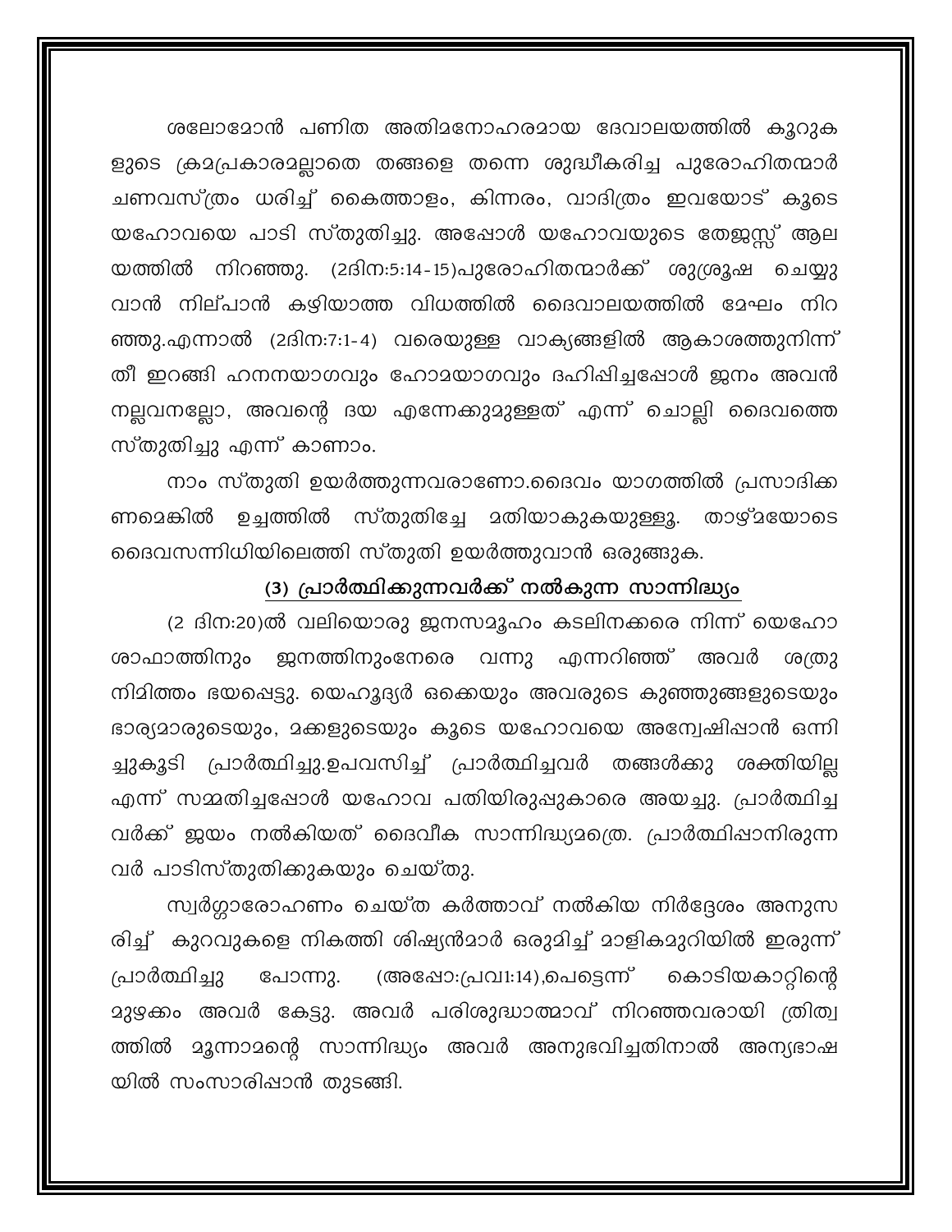ശലോമോൻ പണിത അതിമനോഹരമായ ദേവാലയത്തിൽ കൂറുകളുടെ ക്രമപ്രകാരമല്ലാതെ തങ്ങളെ തന്നെ ശുദ്ധീകരിച്ച പുരോഹിതന്മാർ ചണവസ്ത്രം ധരിച്ച് കൈത്താളം, കിന്നരം, വാദിത്രം ഇവയോട് കൂടെ യഹോവയെ പാടി സ്തുതിച്ചു. അപ്പോൾ യഹോവയുടെ തേജസ്സ് ആലയത്തിൽ നിറഞ്ഞു. (2ദിന:5:14-15)പുരോഹിതന്മാർക്ക് ശുശ്രൂഷ ചെയ്യുവാൻ നില്പാൻ കഴിയാത്ത വിധത്തിൽ ദൈവാലയത്തിൽ മേഘം നിറഞ്ഞു.എന്നാൽ (2ദിന:7:1-4) വരെയുള്ള വാക്യങ്ങളിൽ ആകാശത്തുനിന്ന് തീ ഇറങ്ങി ഹനനയാഗവും ഹോമയാഗവും ദഹിപ്പിച്ചപ്പോൾ ജനം അവൻ നല്ലവനല്ലോ, അവന്റെ ദയ എന്നേക്കുമുള്ളത് എന്ന് ചൊല്ലി ദൈവത്തെ സ്തുതിച്ചു എന്ന് കാണാം.

നാം സ്തുതി ഉയർത്തുന്നവരാണോ.ദൈവം യാഗത്തിൽ പ്രസാദിക്കണമെങ്കിൽ ഉച്ചത്തിൽ സ്തുതിച്ചേ മതിയാകുകയുള്ളൂ. താഴ്മയോടെ ദൈവസന്നിധിയിലെത്തി സ്തുതി ഉയർത്തുവാൻ ഒരുങ്ങുക.

## (3) പ്രാർത്ഥിക്കുന്നവർക്ക് നൽകുന്ന സാന്നിദ്ധ്യം

(2 ദിന:20)ൽ വലിയൊരു ജനസമൂഹം കടലിനക്കരെ നിന്ന് യെഹോശാഫാത്തിനും ജനത്തിനുംനേരെ വന്നു എന്നറിഞ്ഞ് അവർ ശത്രു നിമിത്തം ഭയപ്പെട്ടു. യെഹൂദ്യർ ഒക്കെയും അവരുടെ കുഞ്ഞുങ്ങളുടെയും ഭാര്യമാരുടെയും, മക്കളുടെയും കൂടെ യഹോവയെ അന്വേഷിപ്പാൻ ഒന്നിച്ചുകൂടി പ്രാർത്ഥിച്ചു.ഉപവസിച്ച് പ്രാർത്ഥിച്ചവർ തങ്ങൾക്കു ശക്തിയില്ല എന്ന് സമ്മതിച്ചപ്പോൾ യഹോവ പതിയിരുപ്പുകാരെ അയച്ചു. പ്രാർത്ഥിച്ചവർക്ക് ജയം നൽകിയത് ദൈവീക സാന്നിദ്ധ്യമത്രെ. പ്രാർത്ഥിപ്പാനിരുന്നവർ പാടിസ്തുതിക്കുകയും ചെയ്തു.

സ്വർഗ്ഗാരോഹണം ചെയ്ത കർത്താവ് നൽകിയ നിർദ്ദേശം അനുസരിച്ച് കുറവുകളെ നികത്തി ശിഷ്യൻമാർ ഒരുമിച്ച് മാളികമുറിയിൽ ഇരുന്ന് പ്രാർത്ഥിച്ചു പോന്നു. (അപ്പോ:പ്രവ1:14),പെട്ടെന്ന് കൊടിയകാറ്റിന്റെ മുഴക്കം അവർ കേട്ടു. അവർ പരിശുദ്ധാത്മാവ് നിറഞ്ഞവരായി ത്രിത്വത്തിൽ മൂന്നാമന്റെ സാന്നിദ്ധ്യം അവർ അനുഭവിച്ചതിനാൽ അന്യഭാഷയിൽ സംസാരിപ്പാൻ തുടങ്ങി.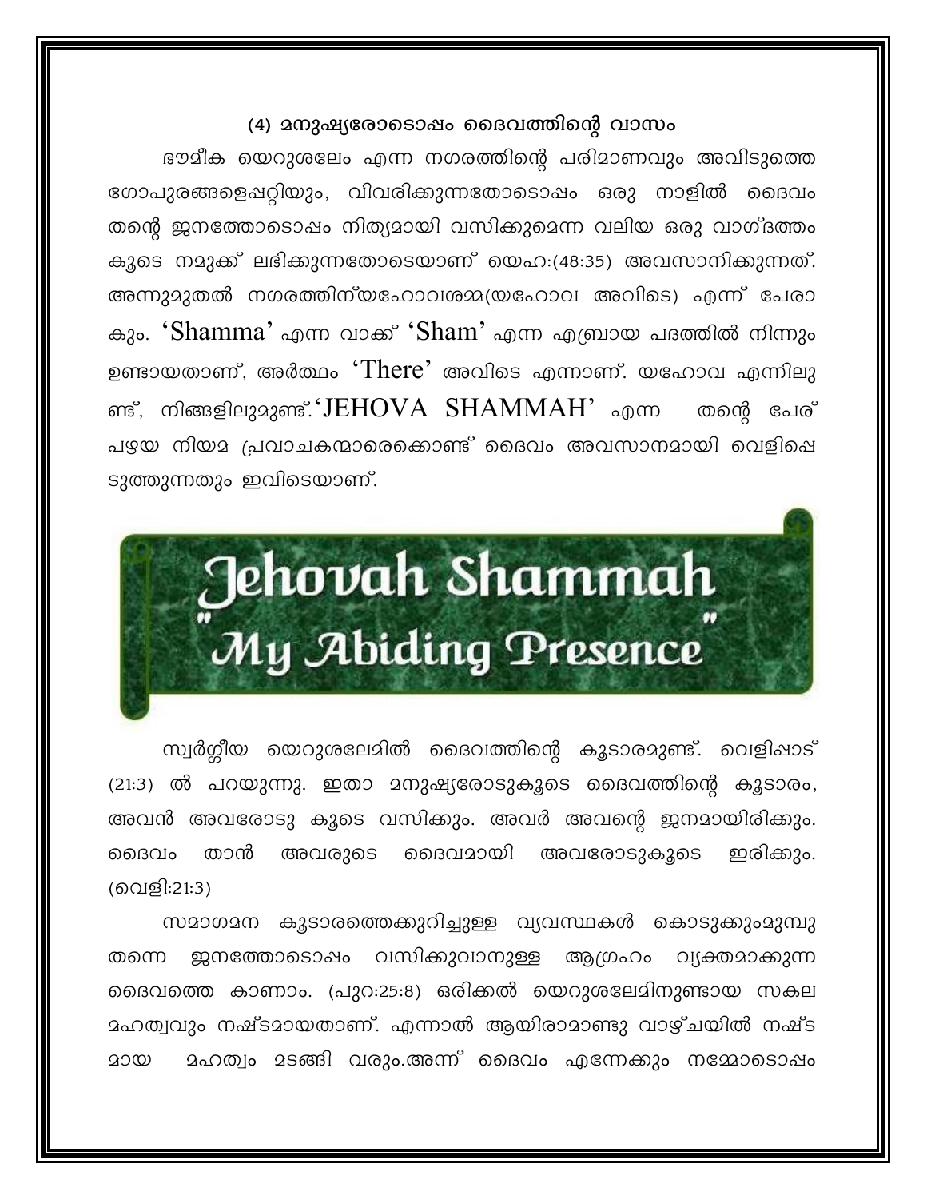## (4) മനുഷ്യരോടൊപ്പം ദൈവത്തിന്റെ വാസം

ഭൗമീക യെറുശലേം എന്ന നഗരത്തിന്റെ പരിമാണവും അവിടുത്തെ ഗോപുരങ്ങളെപ്പറ്റിയും, വിവരിക്കുന്നതോടൊപ്പം ഒരു നാളിൽ ദൈവം തന്റെ ജനത്തോടൊപ്പം നിത്യമായി വസിക്കുമെന്ന വലിയ ഒരു വാഗ്ദത്തം കൂടെ നമുക്ക് ലഭിക്കുന്നതോടെയാണ് യെഹ:(48:35) അവസാനിക്കുന്നത്. അന്നുമുതൽ നഗരത്തിന്യഹോവശമ്മ(യഹോവ അവിടെ) എന്ന് പേരാകും. 'Shamma' എന്ന വാക്ക് 'Sham' എന്ന എബ്രായ പദത്തിൽ നിന്നും ഉണ്ടായതാണ്, അർത്ഥം 'There' അവിടെ എന്നാണ്. യഹോവ എന്നിലുണ്ട്, നിങ്ങളിലുമുണ്ട്.'JEHOVA SHAMMAH' എന്ന തന്റെ പേര് പഴയ നിയമ പ്രവാചകന്മാരെക്കൊണ്ട് ദൈവം അവസാനമായി വെളിപ്പെടുത്തുന്നതും ഇവിടെയാണ്.

Jehovah Shammah
"My Abiding Presence"

സ്വർഗ്ഗീയ യെറുശലേമിൽ ദൈവത്തിന്റെ കൂടാരമുണ്ട്. വെളിപ്പാട് (21:3) ൽ പറയുന്നു. ഇതാ മനുഷ്യരോടുകൂടെ ദൈവത്തിന്റെ കൂടാരം, അവൻ അവരോടു കൂടെ വസിക്കും. അവർ അവന്റെ ജനമായിരിക്കും. ദൈവം താൻ അവരുടെ ദൈവമായി അവരോടുകൂടെ ഇരിക്കും. (വെളി:21:3)

സമാഗമന കൂടാരത്തെക്കുറിച്ചുള്ള വ്യവസ്ഥകൾ കൊടുക്കുംമുമ്പു തന്നെ ജനത്തോടൊപ്പം വസിക്കുവാനുള്ള ആഗ്രഹം വ്യക്തമാക്കുന്ന ദൈവത്തെ കാണാം. (പുറ:25:8) ഒരിക്കൽ യെറുശലേമിനുണ്ടായ സകല മഹത്വവും നഷ്ടമായതാണ്. എന്നാൽ ആയിരമാണ്ടു വാഴ്ചയിൽ നഷ്ടമായ മഹത്വം മടങ്ങി വരും.അന്ന് ദൈവം എന്നേക്കും നമ്മോടൊപ്പം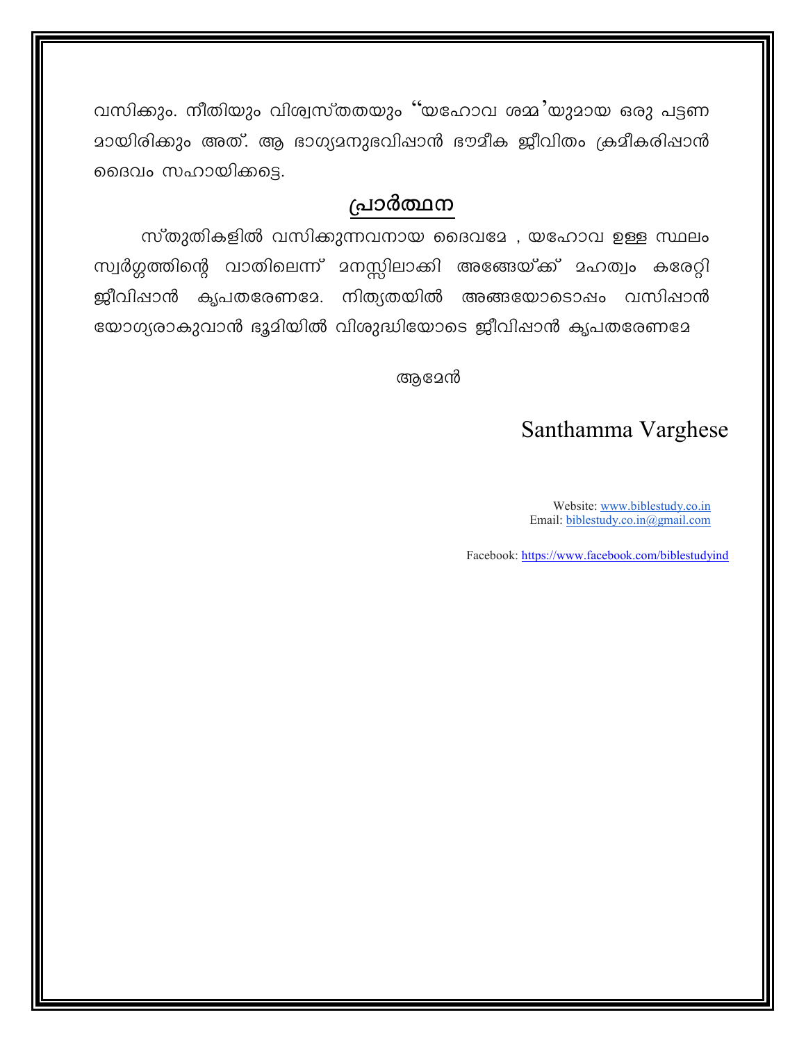വസിക്കും. നീതിയും വിശ്വസ്തതയും “യഹോവ ശമ്മ”യുമായ ഒരു പട്ടണമായിരിക്കും അത്. ആ ഭാഗ്യമനുഭവിപ്പാൻ ഭൗമീക ജീവിതം ക്രമീകരിപ്പാൻ ദൈവം സഹായിക്കട്ടെ.

## പ്രാർത്ഥന

സ്തുതികളിൽ വസിക്കുന്നവനായ ദൈവമേ , യഹോവ ഉള്ള സ്ഥലം സ്വർഗ്ഗത്തിന്റെ വാതിലെന്ന് മനസ്സിലാക്കി അങ്ങേയ്ക്ക് മഹത്വം കരേറ്റി ജീവിപ്പാൻ കൃപതരേണമേ. നിത്യതയിൽ അങ്ങയോടൊപ്പം വസിപ്പാൻ യോഗ്യരാകുവാൻ ഭൂമിയിൽ വിശുദ്ധിയോടെ ജീവിപ്പാൻ കൃപതരേണമേ

ആമേൻ

Santhamma Varghese

Website: www.biblestudy.co.in
Email: biblestudy.co.in@gmail.com

Facebook: https://www.facebook.com/biblestudyind